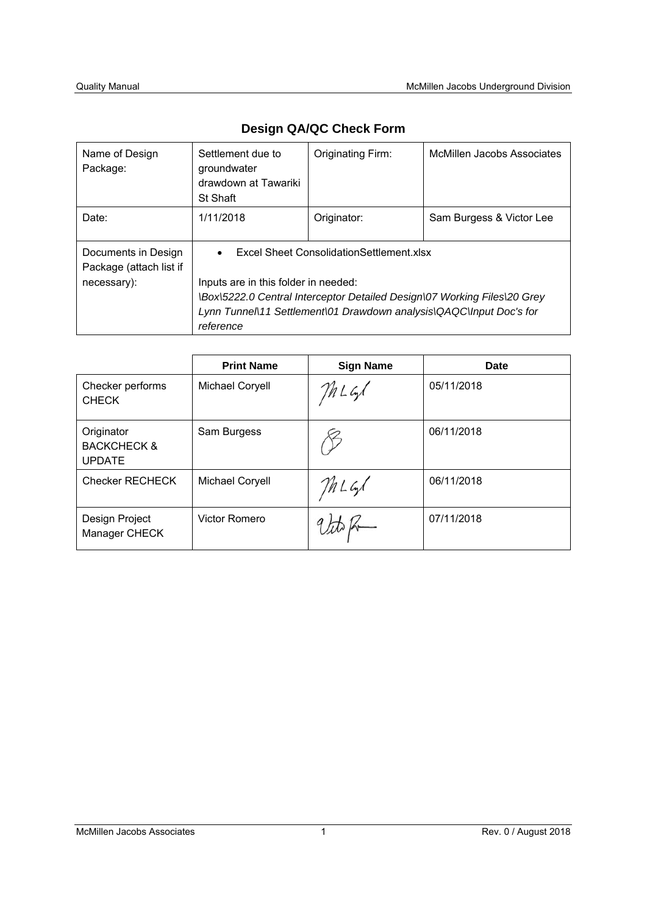# Design QA/QC Check Form

| Name of Design Package: | Settlement due to groundwater drawdown at Tawariki St Shaft | Originating Firm: | McMillen Jacobs Associates |
|---|---|---|---|
| Date: | 1/11/2018 | Originator: | Sam Burgess & Victor Lee |
| Documents in Design Package (attach list if necessary): | • Excel Sheet ConsolidationSettlement.xlsx<br><br>Inputs are in this folder in needed:<br>*\Box\5222.0 Central Interceptor Detailed Design\07 Working Files\20 Grey Lynn Tunnel\11 Settlement\01 Drawdown analysis\QAQC\Input Doc's for reference* | | |

| | Print Name | Sign Name | Date |
|---|---|---|---|
| Checker performs CHECK | Michael Coryell | | 05/11/2018 |
| Originator BACKCHECK & UPDATE | Sam Burgess | | 06/11/2018 |
| Checker RECHECK | Michael Coryell | | 06/11/2018 |
| Design Project Manager CHECK | Victor Romero | | 07/11/2018 |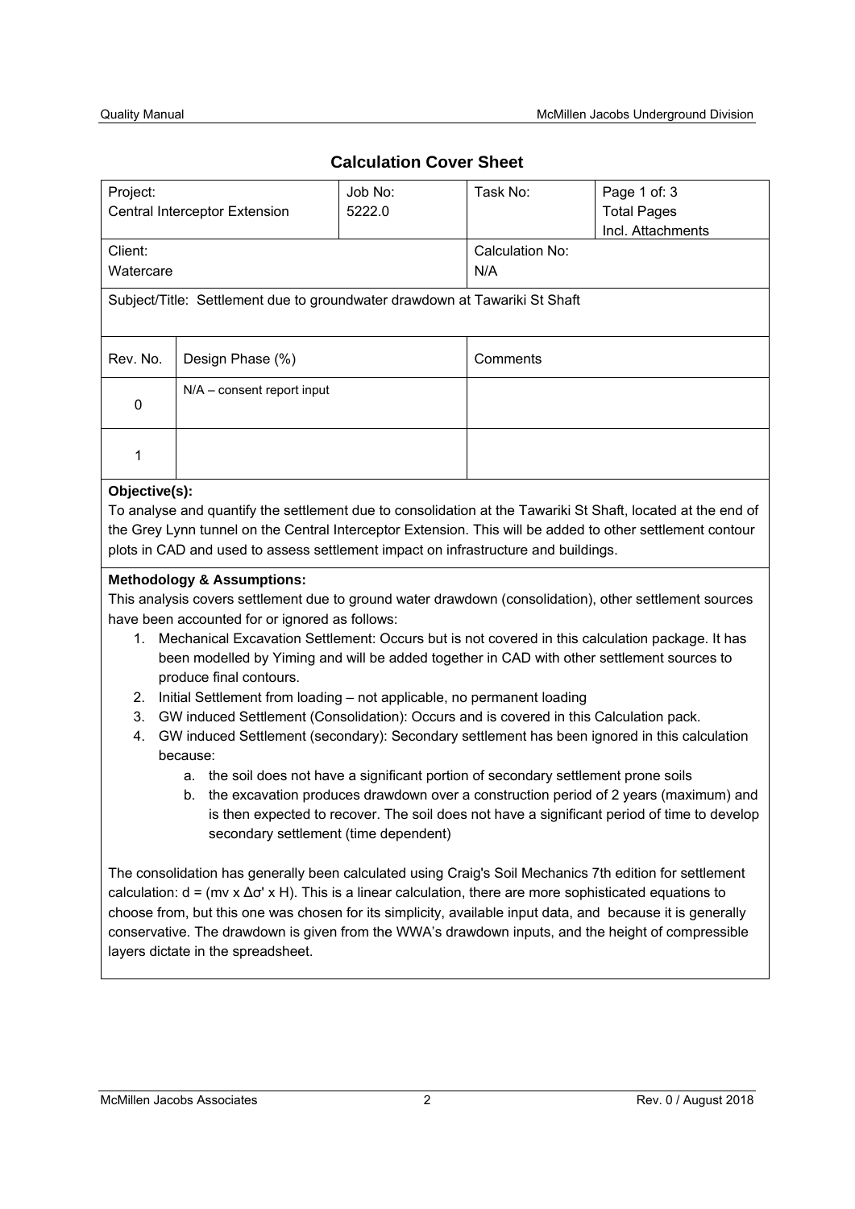## Calculation Cover Sheet

| Project: Central Interceptor Extension | Job No: 5222.0 | Task No: | Page 1 of: 3 Total Pages Incl. Attachments |
|---|---|---|---|
| Client: Watercare | | Calculation No: N/A | |
| Subject/Title: Settlement due to groundwater drawdown at Tawariki St Shaft | | | |

| Rev. No. | Design Phase (%) | Comments |
|---|---|---|
| 0 | N/A – consent report input | |
| 1 | | |

**Objective(s):**

To analyse and quantify the settlement due to consolidation at the Tawariki St Shaft, located at the end of the Grey Lynn tunnel on the Central Interceptor Extension. This will be added to other settlement contour plots in CAD and used to assess settlement impact on infrastructure and buildings.

**Methodology & Assumptions:**

This analysis covers settlement due to ground water drawdown (consolidation), other settlement sources have been accounted for or ignored as follows:

1. Mechanical Excavation Settlement: Occurs but is not covered in this calculation package. It has been modelled by Yiming and will be added together in CAD with other settlement sources to produce final contours.
2. Initial Settlement from loading – not applicable, no permanent loading
3. GW induced Settlement (Consolidation): Occurs and is covered in this Calculation pack.
4. GW induced Settlement (secondary): Secondary settlement has been ignored in this calculation because:
   a. the soil does not have a significant portion of secondary settlement prone soils
   b. the excavation produces drawdown over a construction period of 2 years (maximum) and is then expected to recover. The soil does not have a significant period of time to develop secondary settlement (time dependent)

The consolidation has generally been calculated using Craig's Soil Mechanics 7th edition for settlement calculation: $d = (m_v \times \Delta\sigma' \times H)$. This is a linear calculation, there are more sophisticated equations to choose from, but this one was chosen for its simplicity, available input data, and because it is generally conservative. The drawdown is given from the WWA's drawdown inputs, and the height of compressible layers dictate in the spreadsheet.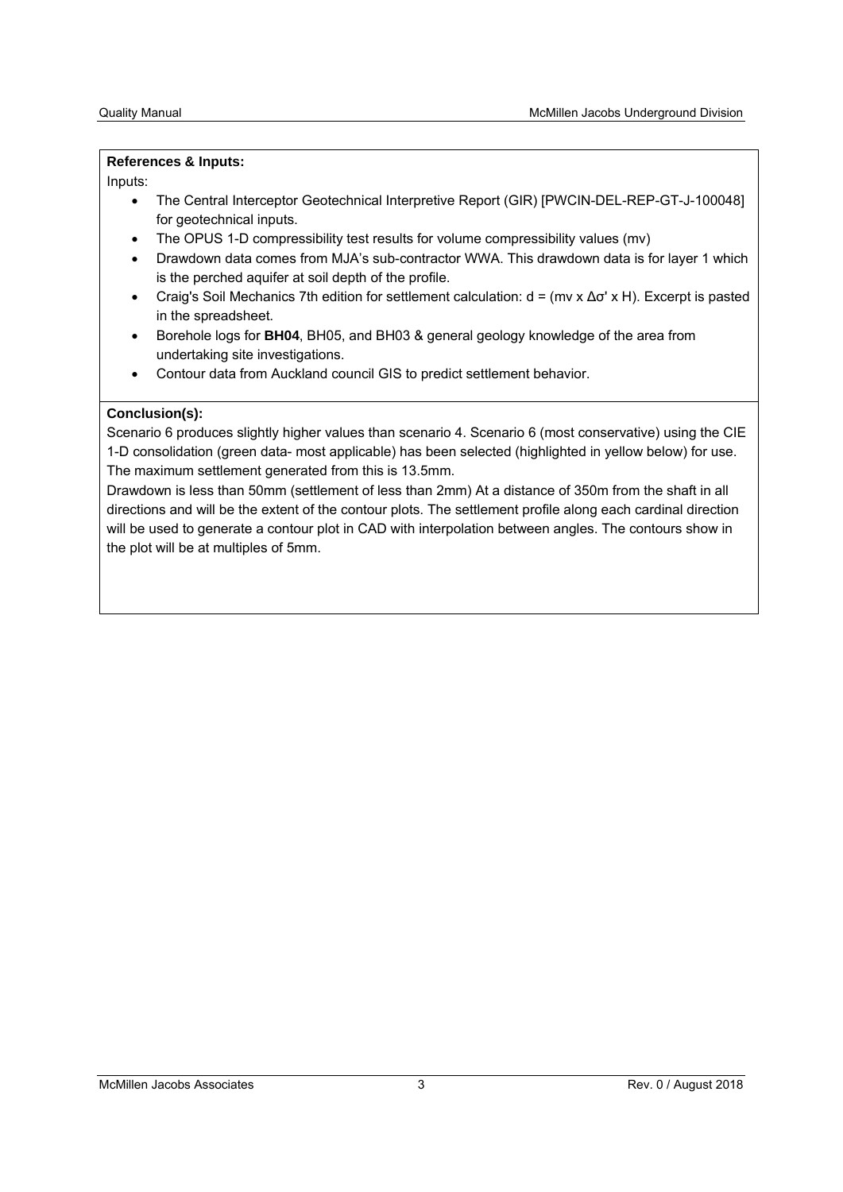**References & Inputs:**

Inputs:

- The Central Interceptor Geotechnical Interpretive Report (GIR) [PWCIN-DEL-REP-GT-J-100048] for geotechnical inputs.
- The OPUS 1-D compressibility test results for volume compressibility values (mv)
- Drawdown data comes from MJA's sub-contractor WWA. This drawdown data is for layer 1 which is the perched aquifer at soil depth of the profile.
- Craig's Soil Mechanics 7th edition for settlement calculation: $d = (m_v \times \Delta\sigma' \times H)$. Excerpt is pasted in the spreadsheet.
- Borehole logs for **BH04**, BH05, and BH03 & general geology knowledge of the area from undertaking site investigations.
- Contour data from Auckland council GIS to predict settlement behavior.

**Conclusion(s):**

Scenario 6 produces slightly higher values than scenario 4. Scenario 6 (most conservative) using the CIE 1-D consolidation (green data- most applicable) has been selected (highlighted in yellow below) for use. The maximum settlement generated from this is 13.5mm.

Drawdown is less than 50mm (settlement of less than 2mm) At a distance of 350m from the shaft in all directions and will be the extent of the contour plots. The settlement profile along each cardinal direction will be used to generate a contour plot in CAD with interpolation between angles. The contours show in the plot will be at multiples of 5mm.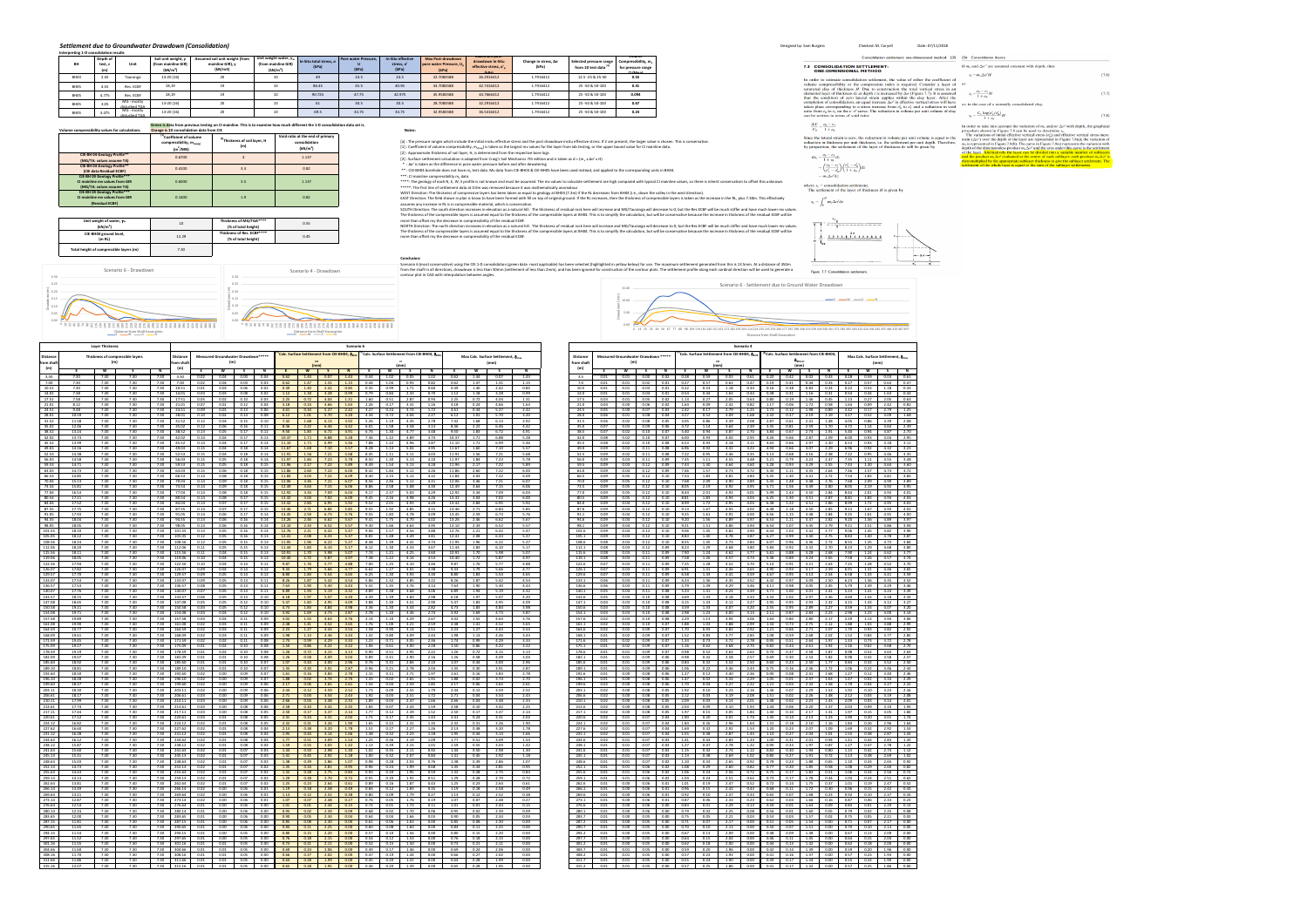# Settlement due to Groundwater Drawdown (Consolidation)

Designed by: Sam Buggee  Checked: M. Caryell  Date: 07/11/2016

**Interpreting 1-D consolidation results**

| BH | Depth of test, z (m) | Unit | Soil unit weight, γ (from mainline GIR) (kN/m³) | Assumed soil unit weight (from mainline GIR), γ (kN/m³) | Unit weight water, $\gamma_w$ (from mainline GIR) (kN/m³) | In-Situ total stress, σ (kPa) | Pore water Pressure, U (kPa) | In-Situ effective stress, σ' (kPa) | Max Post-drawdown pore water Pressure, $U_2$ (kPa) | Post-drawdown in-Situ effective stress, $\sigma'_2$ (kPa) | Change in stress, Δσ (kPa) | Selected pressure range from 1D test data (kPa) | Compressibility, $m_v$ for pressure range (1/MPa) |
|---|---|---|---|---|---|---|---|---|---|---|---|---|---|
| BH03 | 2.45 | Tauranga | 19-20 (16) | 20 | 10 | 49 | 24.5 | 24.5 | 22.7083388 | 26.2916612 | 1.7916612 | 12.5-25 & 25-50 | 0.55 |
| BH05 | 4.55 | Res. ECBF | 18-19 | 19 | 10 | 86.45 | 45.5 | 40.95 | 43.7083388 | 42.7416612 | 1.7916612 | 25-50 & 50-100 | 0.41 |
| BH05 | 6.775 | Res. ECBF | 18-19 | 19 | 10 | 90.725 | 47.75 | 42.975 | 45.9583388 | 44.7666612 | 1.7916612 | 25-50 & 50-100 | 0.094 |
| BH05 | 3.05 | MG - mostly disturbed TGA | 19-20 (16) | 20 | 10 | 61 | 30.5 | 30.5 | 28.7083388 | 32.2916612 | 1.7916612 | 25-50 & 50-100 | 0.67 |
| BH05 | 3.475 | MG - mostly disturbed TGA | 19-20 (16) | 20 | 10 | 69.5 | 34.75 | 34.75 | 32.9583388 | 36.5416612 | 1.7916612 | 25-50 & 50-100 | 0.28 |

**Volume compressibility values for calculations.**

| | Coefficient of volume compressibility, $m_{v(avg)}$ (m²/MN) | Thickness of soil layer, H (m) | Void ratio at the end of the primary consolidation (kN/m³) |
|---|---|---|---|
| CB-BH03 Geology Profile** (MG/TA values assume TA) | 0.6700 | 7.3 | 1.137 |
| CB-BH03 Geology Profile** (CB data Residual ECBF) | 0.4100 | 3.3 | 0.82 |
| CB-BH08 Geology Profile*** (MG/TA values assume TA) | 0.6000 | 3.3 | 1.137 |
| CB-BH08 Geology Profile*** (Residual ECBF) | 0.1400 | 1.9 | 0.82 |

| | | | |
|---|---|---|---|
| Unit weight of water, $\gamma_w$ (kN/m³) | 10 | Thickness of MG/TGA**** (% of total height) | 0.55 |
| CB-BH08 ground level, (m RL) | 12.28 | Thickness of ECBF**** (% of total height) | 0.45 |
| Total height of compressible layers (m) | 7.30 | | |

**Notes:**

**Conclusion:**

Scenario 6 - Drawdown

Scenario 4 - Drawdown

Scenario 6 - Settlement due to Ground Water Drawdown

Distance from Shaft Excavation

## 7.3 CONSOLIDATION SETTLEMENT: ONE-DIMENSIONAL METHOD

$$s_c = m_v \Delta\sigma' H \quad (7.6)$$

$$s_c = \frac{e_0 - e_1}{1+e_0} H \quad (7.7)$$

$$s_c = \frac{C_c \log(\sigma'_1/\sigma'_0)}{1+e_0} H \quad (7.8)$$

Figure 7.7 Consolidation settlement.